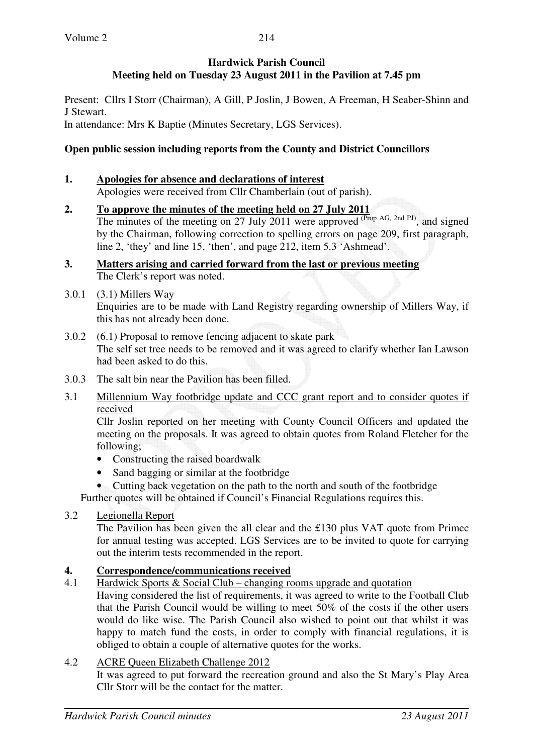**Hardwick Parish Council**
**Meeting held on Tuesday 23 August 2011 in the Pavilion at 7.45 pm**

Present: Cllrs I Storr (Chairman), A Gill, P Joslin, J Bowen, A Freeman, H Seaber-Shinn and J Stewart.
In attendance: Mrs K Baptie (Minutes Secretary, LGS Services).

**Open public session including reports from the County and District Councillors**

**1. Apologies for absence and declarations of interest**
Apologies were received from Cllr Chamberlain (out of parish).

**2. To approve the minutes of the meeting held on 27 July 2011**
The minutes of the meeting on 27 July 2011 were approved (Prop AG, 2nd PJ), and signed by the Chairman, following correction to spelling errors on page 209, first paragraph, line 2, 'they' and line 15, 'then', and page 212, item 5.3 'Ashmead'.

**3. Matters arising and carried forward from the last or previous meeting**
The Clerk's report was noted.

3.0.1 (3.1) Millers Way
Enquiries are to be made with Land Registry regarding ownership of Millers Way, if this has not already been done.

3.0.2 (6.1) Proposal to remove fencing adjacent to skate park
The self set tree needs to be removed and it was agreed to clarify whether Ian Lawson had been asked to do this.

3.0.3 The salt bin near the Pavilion has been filled.

3.1 Millennium Way footbridge update and CCC grant report and to consider quotes if received
Cllr Joslin reported on her meeting with County Council Officers and updated the meeting on the proposals. It was agreed to obtain quotes from Roland Fletcher for the following;

- Constructing the raised boardwalk
- Sand bagging or similar at the footbridge
- Cutting back vegetation on the path to the north and south of the footbridge

Further quotes will be obtained if Council's Financial Regulations requires this.

3.2 Legionella Report
The Pavilion has been given the all clear and the £130 plus VAT quote from Primec for annual testing was accepted. LGS Services are to be invited to quote for carrying out the interim tests recommended in the report.

**4. Correspondence/communications received**

4.1 Hardwick Sports & Social Club – changing rooms upgrade and quotation
Having considered the list of requirements, it was agreed to write to the Football Club that the Parish Council would be willing to meet 50% of the costs if the other users would do like wise. The Parish Council also wished to point out that whilst it was happy to match fund the costs, in order to comply with financial regulations, it is obliged to obtain a couple of alternative quotes for the works.

4.2 ACRE Queen Elizabeth Challenge 2012
It was agreed to put forward the recreation ground and also the St Mary's Play Area Cllr Storr will be the contact for the matter.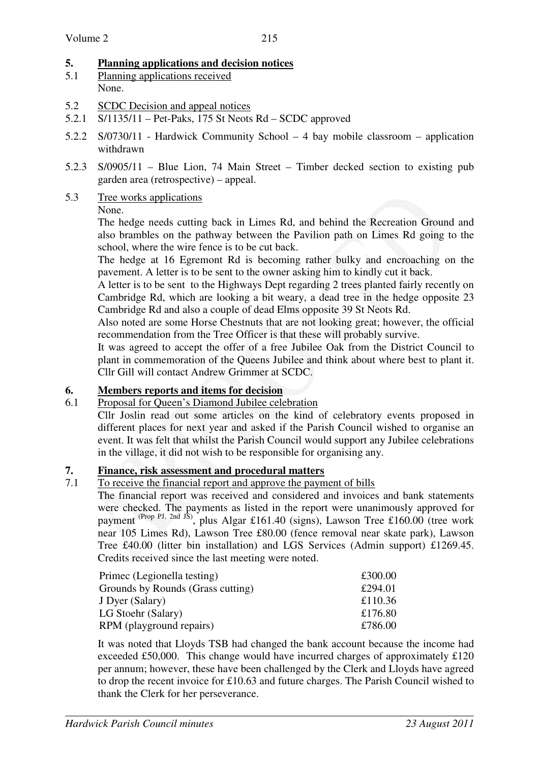## 5. Planning applications and decision notices

5.1 Planning applications received

None.

5.2 SCDC Decision and appeal notices

5.2.1 S/1135/11 – Pet-Paks, 175 St Neots Rd – SCDC approved

5.2.2 S/0730/11 - Hardwick Community School – 4 bay mobile classroom – application withdrawn

5.2.3 S/0905/11 – Blue Lion, 74 Main Street – Timber decked section to existing pub garden area (retrospective) – appeal.

5.3 Tree works applications

None.

The hedge needs cutting back in Limes Rd, and behind the Recreation Ground and also brambles on the pathway between the Pavilion path on Limes Rd going to the school, where the wire fence is to be cut back.

The hedge at 16 Egremont Rd is becoming rather bulky and encroaching on the pavement. A letter is to be sent to the owner asking him to kindly cut it back.

A letter is to be sent to the Highways Dept regarding 2 trees planted fairly recently on Cambridge Rd, which are looking a bit weary, a dead tree in the hedge opposite 23 Cambridge Rd and also a couple of dead Elms opposite 39 St Neots Rd.

Also noted are some Horse Chestnuts that are not looking great; however, the official recommendation from the Tree Officer is that these will probably survive.

It was agreed to accept the offer of a free Jubilee Oak from the District Council to plant in commemoration of the Queens Jubilee and think about where best to plant it. Cllr Gill will contact Andrew Grimmer at SCDC.

## 6. Members reports and items for decision

6.1 Proposal for Queen's Diamond Jubilee celebration

Cllr Joslin read out some articles on the kind of celebratory events proposed in different places for next year and asked if the Parish Council wished to organise an event. It was felt that whilst the Parish Council would support any Jubilee celebrations in the village, it did not wish to be responsible for organising any.

## 7. Finance, risk assessment and procedural matters

7.1 To receive the financial report and approve the payment of bills

The financial report was received and considered and invoices and bank statements were checked. The payments as listed in the report were unanimously approved for payment (Prop PJ, 2nd JS), plus Algar £161.40 (signs), Lawson Tree £160.00 (tree work near 105 Limes Rd), Lawson Tree £80.00 (fence removal near skate park), Lawson Tree £40.00 (litter bin installation) and LGS Services (Admin support) £1269.45. Credits received since the last meeting were noted.

| | |
|---|---|
| Primec (Legionella testing) | £300.00 |
| Grounds by Rounds (Grass cutting) | £294.01 |
| J Dyer (Salary) | £110.36 |
| LG Stoehr (Salary) | £176.80 |
| RPM (playground repairs) | £786.00 |

It was noted that Lloyds TSB had changed the bank account because the income had exceeded £50,000. This change would have incurred charges of approximately £120 per annum; however, these have been challenged by the Clerk and Lloyds have agreed to drop the recent invoice for £10.63 and future charges. The Parish Council wished to thank the Clerk for her perseverance.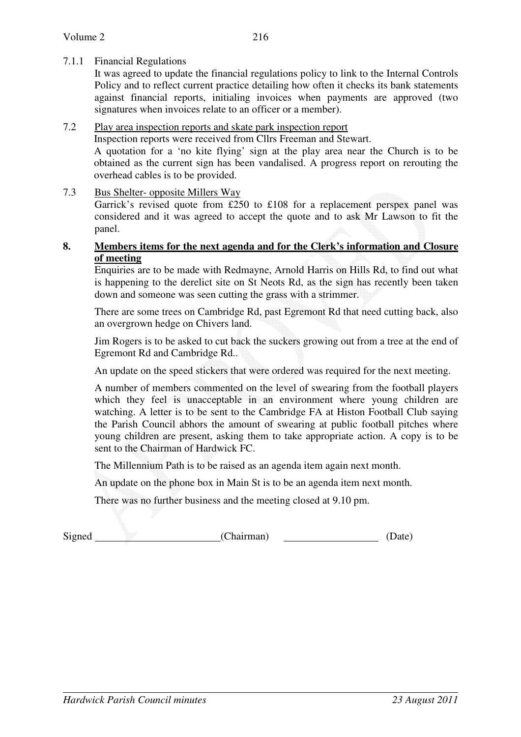7.1.1 Financial Regulations

It was agreed to update the financial regulations policy to link to the Internal Controls Policy and to reflect current practice detailing how often it checks its bank statements against financial reports, initialing invoices when payments are approved (two signatures when invoices relate to an officer or a member).

7.2 Play area inspection reports and skate park inspection report

Inspection reports were received from Cllrs Freeman and Stewart.

A quotation for a 'no kite flying' sign at the play area near the Church is to be obtained as the current sign has been vandalised. A progress report on rerouting the overhead cables is to be provided.

7.3 Bus Shelter- opposite Millers Way

Garrick's revised quote from £250 to £108 for a replacement perspex panel was considered and it was agreed to accept the quote and to ask Mr Lawson to fit the panel.

**8. Members items for the next agenda and for the Clerk's information and Closure of meeting**

Enquiries are to be made with Redmayne, Arnold Harris on Hills Rd, to find out what is happening to the derelict site on St Neots Rd, as the sign has recently been taken down and someone was seen cutting the grass with a strimmer.

There are some trees on Cambridge Rd, past Egremont Rd that need cutting back, also an overgrown hedge on Chivers land.

Jim Rogers is to be asked to cut back the suckers growing out from a tree at the end of Egremont Rd and Cambridge Rd..

An update on the speed stickers that were ordered was required for the next meeting.

A number of members commented on the level of swearing from the football players which they feel is unacceptable in an environment where young children are watching. A letter is to be sent to the Cambridge FA at Histon Football Club saying the Parish Council abhors the amount of swearing at public football pitches where young children are present, asking them to take appropriate action. A copy is to be sent to the Chairman of Hardwick FC.

The Millennium Path is to be raised as an agenda item again next month.

An update on the phone box in Main St is to be an agenda item next month.

There was no further business and the meeting closed at 9.10 pm.

Signed ______________________(Chairman) ________________ (Date)